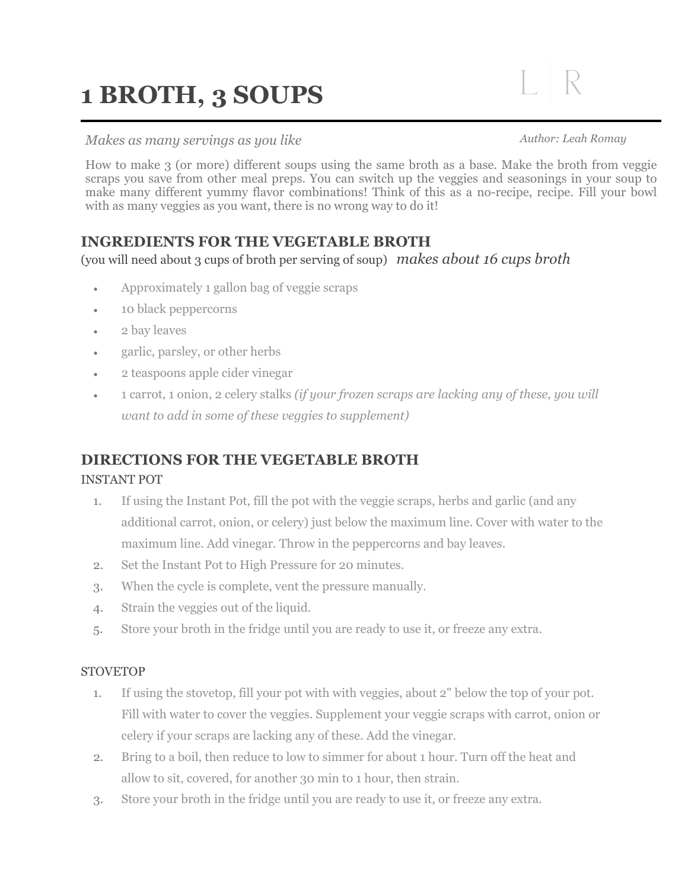# 1 BROTH, 3 SOUPS

*Makes as many servings as you like*

*Author: Leah Romay*

How to make 3 (or more) different soups using the same broth as a base. Make the broth from veggie scraps you save from other meal preps. You can switch up the veggies and seasonings in your soup to make many different yummy flavor combinations! Think of this as a no-recipe, recipe. Fill your bowl with as many veggies as you want, there is no wrong way to do it!

## INGREDIENTS FOR THE VEGETABLE BROTH

(you will need about 3 cups of broth per serving of soup) *makes about 16 cups broth*

- Approximately 1 gallon bag of veggie scraps
- 10 black peppercorns
- 2 bay leaves
- garlic, parsley, or other herbs
- 2 teaspoons apple cider vinegar
- 1 carrot, 1 onion, 2 celery stalks *(if your frozen scraps are lacking any of these, you will want to add in some of these veggies to supplement)*

## DIRECTIONS FOR THE VEGETABLE BROTH

INSTANT POT

1. If using the Instant Pot, fill the pot with the veggie scraps, herbs and garlic (and any additional carrot, onion, or celery) just below the maximum line. Cover with water to the maximum line. Add vinegar. Throw in the peppercorns and bay leaves.
2. Set the Instant Pot to High Pressure for 20 minutes.
3. When the cycle is complete, vent the pressure manually.
4. Strain the veggies out of the liquid.
5. Store your broth in the fridge until you are ready to use it, or freeze any extra.

STOVETOP

1. If using the stovetop, fill your pot with with veggies, about 2" below the top of your pot. Fill with water to cover the veggies. Supplement your veggie scraps with carrot, onion or celery if your scraps are lacking any of these. Add the vinegar.
2. Bring to a boil, then reduce to low to simmer for about 1 hour. Turn off the heat and allow to sit, covered, for another 30 min to 1 hour, then strain.
3. Store your broth in the fridge until you are ready to use it, or freeze any extra.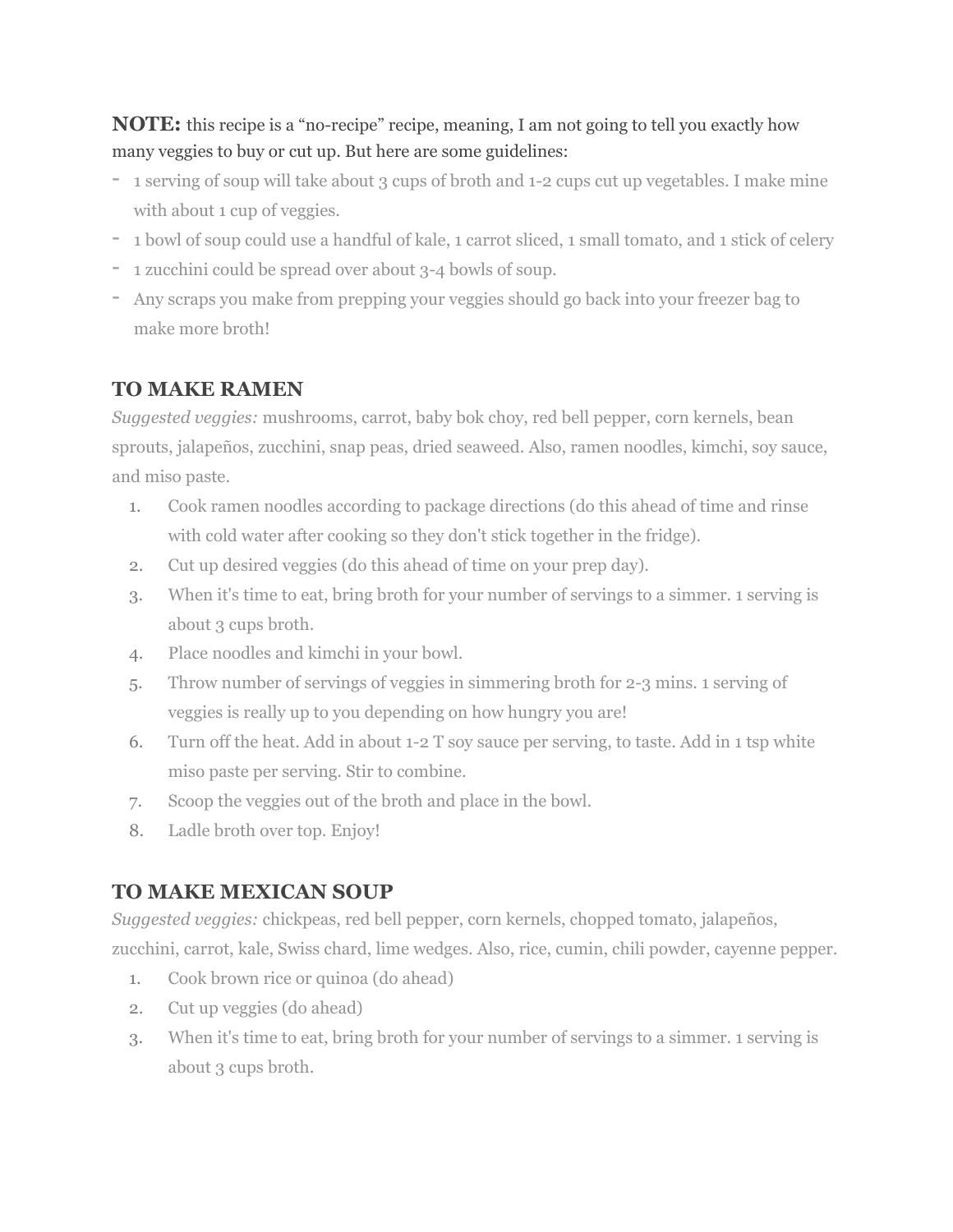**NOTE:** this recipe is a "no-recipe" recipe, meaning, I am not going to tell you exactly how many veggies to buy or cut up. But here are some guidelines:

- 1 serving of soup will take about 3 cups of broth and 1-2 cups cut up vegetables. I make mine with about 1 cup of veggies.
- 1 bowl of soup could use a handful of kale, 1 carrot sliced, 1 small tomato, and 1 stick of celery
- 1 zucchini could be spread over about 3-4 bowls of soup.
- Any scraps you make from prepping your veggies should go back into your freezer bag to make more broth!

## TO MAKE RAMEN

*Suggested veggies:* mushrooms, carrot, baby bok choy, red bell pepper, corn kernels, bean sprouts, jalapeños, zucchini, snap peas, dried seaweed. Also, ramen noodles, kimchi, soy sauce, and miso paste.

1. Cook ramen noodles according to package directions (do this ahead of time and rinse with cold water after cooking so they don't stick together in the fridge).
2. Cut up desired veggies (do this ahead of time on your prep day).
3. When it's time to eat, bring broth for your number of servings to a simmer. 1 serving is about 3 cups broth.
4. Place noodles and kimchi in your bowl.
5. Throw number of servings of veggies in simmering broth for 2-3 mins. 1 serving of veggies is really up to you depending on how hungry you are!
6. Turn off the heat. Add in about 1-2 T soy sauce per serving, to taste. Add in 1 tsp white miso paste per serving. Stir to combine.
7. Scoop the veggies out of the broth and place in the bowl.
8. Ladle broth over top. Enjoy!

## TO MAKE MEXICAN SOUP

*Suggested veggies:* chickpeas, red bell pepper, corn kernels, chopped tomato, jalapeños, zucchini, carrot, kale, Swiss chard, lime wedges. Also, rice, cumin, chili powder, cayenne pepper.

1. Cook brown rice or quinoa (do ahead)
2. Cut up veggies (do ahead)
3. When it's time to eat, bring broth for your number of servings to a simmer. 1 serving is about 3 cups broth.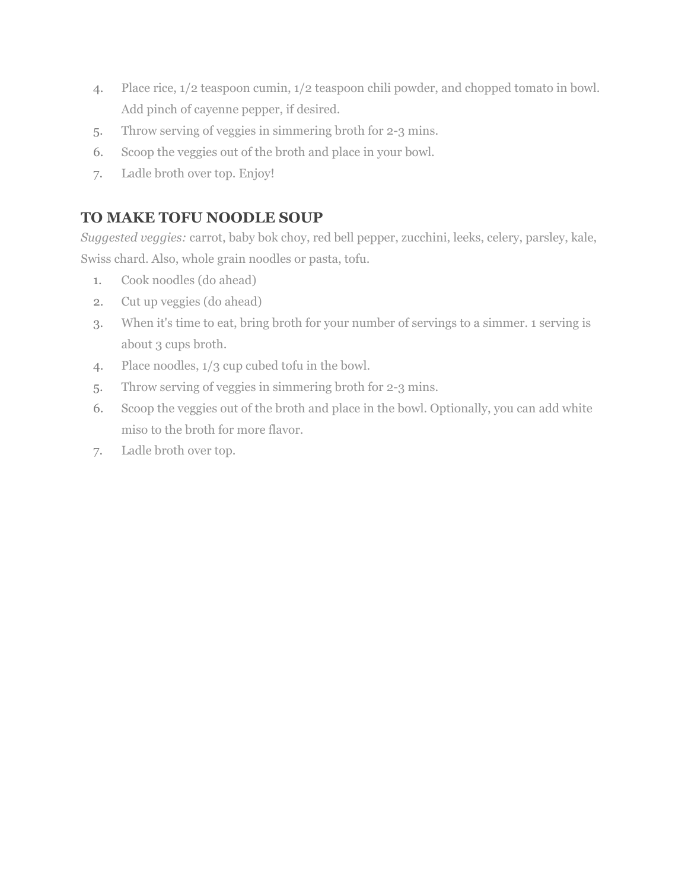4. Place rice, 1/2 teaspoon cumin, 1/2 teaspoon chili powder, and chopped tomato in bowl. Add pinch of cayenne pepper, if desired.
5. Throw serving of veggies in simmering broth for 2-3 mins.
6. Scoop the veggies out of the broth and place in your bowl.
7. Ladle broth over top. Enjoy!

## TO MAKE TOFU NOODLE SOUP

*Suggested veggies:* carrot, baby bok choy, red bell pepper, zucchini, leeks, celery, parsley, kale, Swiss chard. Also, whole grain noodles or pasta, tofu.

1. Cook noodles (do ahead)
2. Cut up veggies (do ahead)
3. When it's time to eat, bring broth for your number of servings to a simmer. 1 serving is about 3 cups broth.
4. Place noodles, 1/3 cup cubed tofu in the bowl.
5. Throw serving of veggies in simmering broth for 2-3 mins.
6. Scoop the veggies out of the broth and place in the bowl. Optionally, you can add white miso to the broth for more flavor.
7. Ladle broth over top.